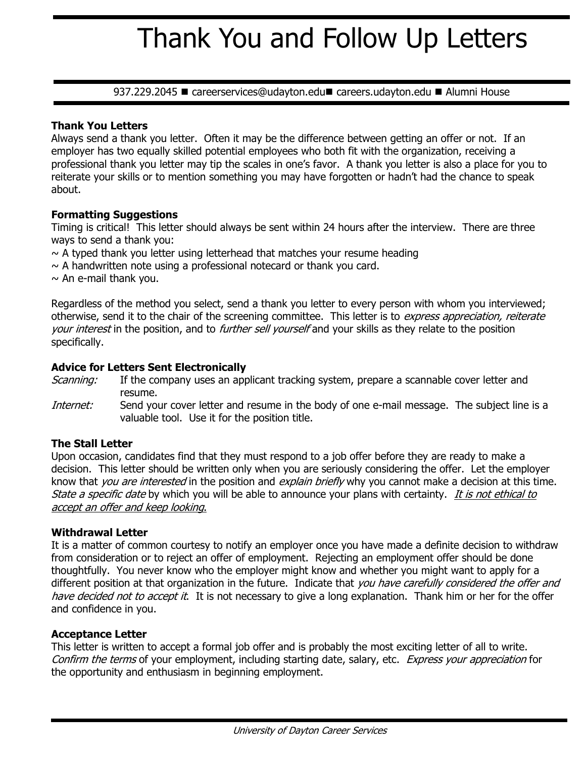# Thank You and Follow Up Letters

937.229.2045 ■ careerservices@udayton.edu■ careers.udayton.edu ■ Alumni House

**Thank You Letters**

Always send a thank you letter. Often it may be the difference between getting an offer or not. If an employer has two equally skilled potential employees who both fit with the organization, receiving a professional thank you letter may tip the scales in one's favor. A thank you letter is also a place for you to reiterate your skills or to mention something you may have forgotten or hadn't had the chance to speak about.

**Formatting Suggestions**

Timing is critical! This letter should always be sent within 24 hours after the interview. There are three ways to send a thank you:

~ A typed thank you letter using letterhead that matches your resume heading
~ A handwritten note using a professional notecard or thank you card.
~ An e-mail thank you.

Regardless of the method you select, send a thank you letter to every person with whom you interviewed; otherwise, send it to the chair of the screening committee. This letter is to *express appreciation, reiterate your interest* in the position, and to *further sell yourself* and your skills as they relate to the position specifically.

**Advice for Letters Sent Electronically**

*Scanning:* If the company uses an applicant tracking system, prepare a scannable cover letter and resume.

*Internet:* Send your cover letter and resume in the body of one e-mail message. The subject line is a valuable tool. Use it for the position title.

**The Stall Letter**

Upon occasion, candidates find that they must respond to a job offer before they are ready to make a decision. This letter should be written only when you are seriously considering the offer. Let the employer know that *you are interested* in the position and *explain briefly* why you cannot make a decision at this time. *State a specific date* by which you will be able to announce your plans with certainty. <u>*It is not ethical to accept an offer and keep looking*.</u>

**Withdrawal Letter**

It is a matter of common courtesy to notify an employer once you have made a definite decision to withdraw from consideration or to reject an offer of employment. Rejecting an employment offer should be done thoughtfully. You never know who the employer might know and whether you might want to apply for a different position at that organization in the future. Indicate that *you have carefully considered the offer and have decided not to accept it*. It is not necessary to give a long explanation. Thank him or her for the offer and confidence in you.

**Acceptance Letter**

This letter is written to accept a formal job offer and is probably the most exciting letter of all to write. *Confirm the terms* of your employment, including starting date, salary, etc. *Express your appreciation* for the opportunity and enthusiasm in beginning employment.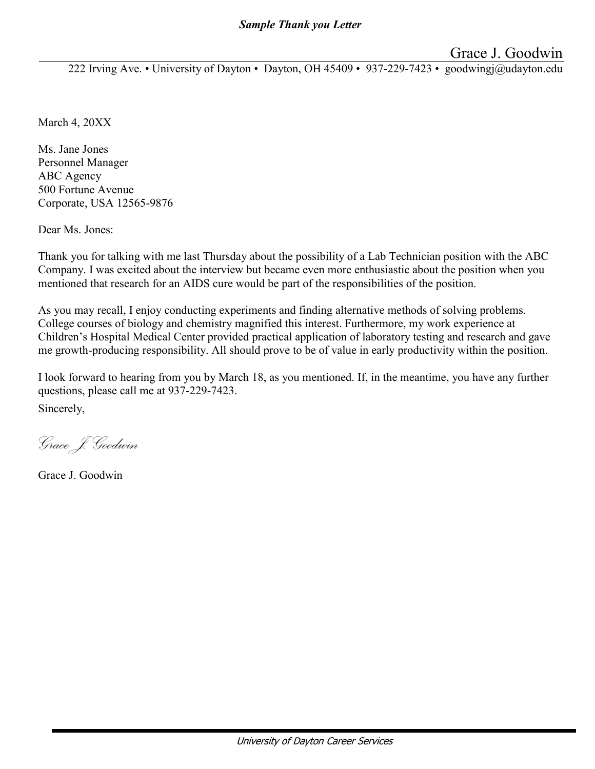***Sample Thank you Letter***

Grace J. Goodwin

222 Irving Ave. • University of Dayton • Dayton, OH 45409 • 937-229-7423 • goodwingj@udayton.edu

March 4, 20XX

Ms. Jane Jones
Personnel Manager
ABC Agency
500 Fortune Avenue
Corporate, USA 12565-9876

Dear Ms. Jones:

Thank you for talking with me last Thursday about the possibility of a Lab Technician position with the ABC Company. I was excited about the interview but became even more enthusiastic about the position when you mentioned that research for an AIDS cure would be part of the responsibilities of the position.

As you may recall, I enjoy conducting experiments and finding alternative methods of solving problems. College courses of biology and chemistry magnified this interest. Furthermore, my work experience at Children's Hospital Medical Center provided practical application of laboratory testing and research and gave me growth-producing responsibility. All should prove to be of value in early productivity within the position.

I look forward to hearing from you by March 18, as you mentioned. If, in the meantime, you have any further questions, please call me at 937-229-7423.

Sincerely,

*Grace J. Goodwin*

Grace J. Goodwin